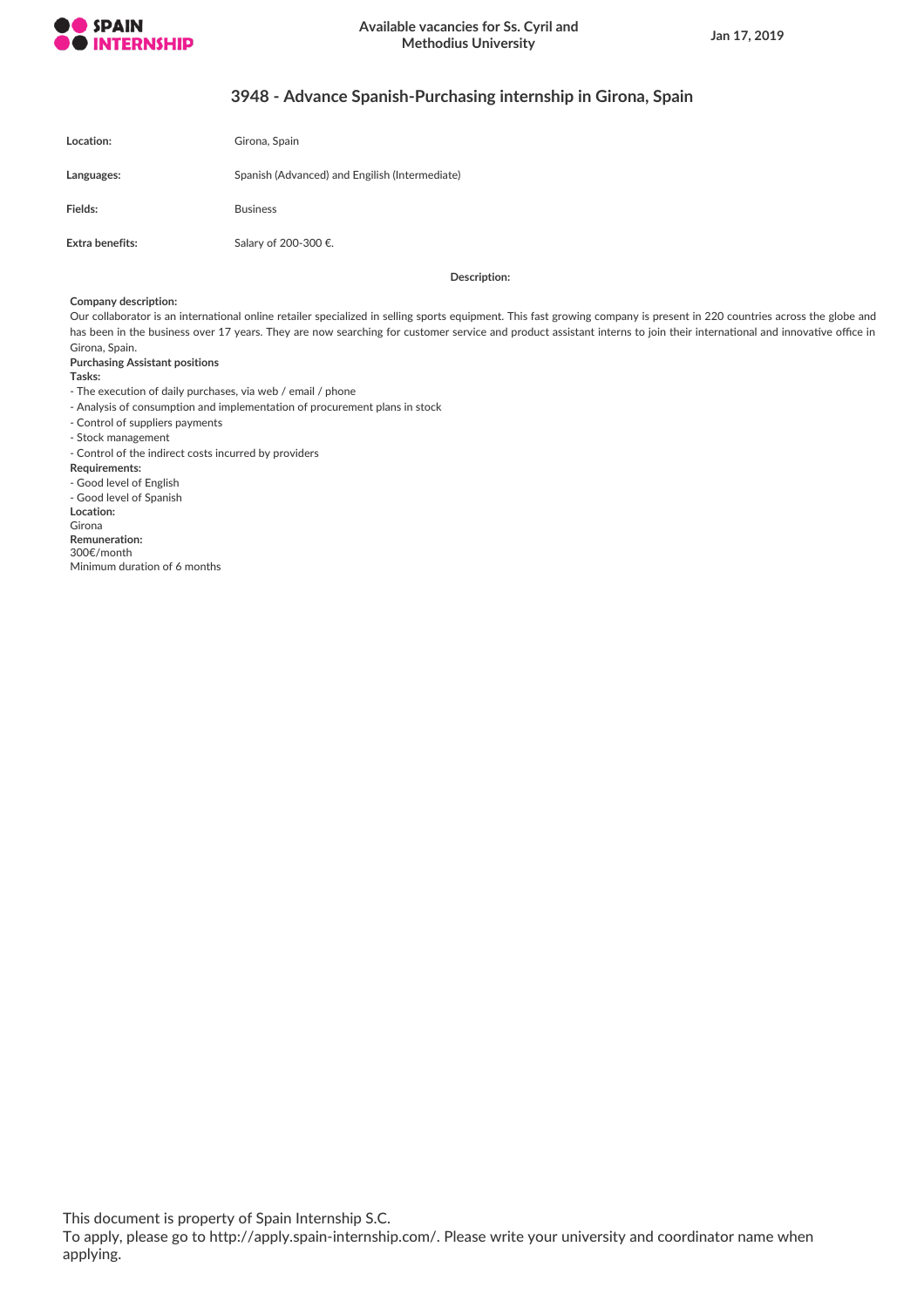# 3948 - Advance Spanish-Purchasing internship in Girona, Spain

| | |
|---|---|
| **Location:** | Girona, Spain |
| **Languages:** | Spanish (Advanced) and Engilish (Intermediate) |
| **Fields:** | Business |
| **Extra benefits:** | Salary of 200-300 €. |

**Description:**

**Company description:**
Our collaborator is an international online retailer specialized in selling sports equipment. This fast growing company is present in 220 countries across the globe and has been in the business over 17 years. They are now searching for customer service and product assistant interns to join their international and innovative office in Girona, Spain.

**Purchasing Assistant positions**

**Tasks:**
- The execution of daily purchases, via web / email / phone
- Analysis of consumption and implementation of procurement plans in stock
- Control of suppliers payments
- Stock management
- Control of the indirect costs incurred by providers

**Requirements:**
- Good level of English
- Good level of Spanish

**Location:**
Girona

**Remuneration:**
300€/month
Minimum duration of 6 months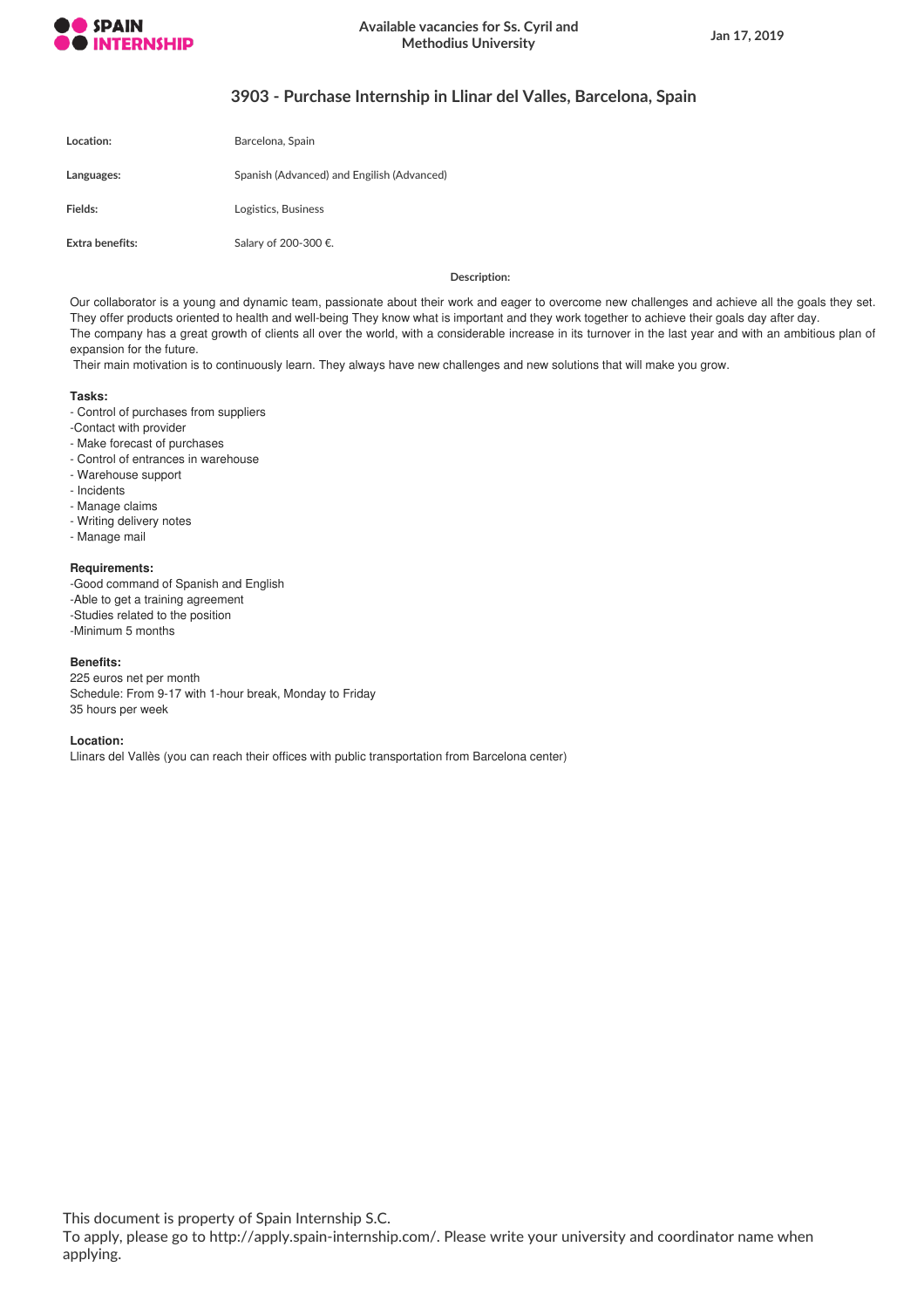## 3903 - Purchase Internship in Llinar del Valles, Barcelona, Spain

| | |
|---|---|
| **Location:** | Barcelona, Spain |
| **Languages:** | Spanish (Advanced) and Engilish (Advanced) |
| **Fields:** | Logistics, Business |
| **Extra benefits:** | Salary of 200-300 €. |

**Description:**

Our collaborator is a young and dynamic team, passionate about their work and eager to overcome new challenges and achieve all the goals they set. They offer products oriented to health and well-being They know what is important and they work together to achieve their goals day after day.
The company has a great growth of clients all over the world, with a considerable increase in its turnover in the last year and with an ambitious plan of expansion for the future.
Their main motivation is to continuously learn. They always have new challenges and new solutions that will make you grow.

**Tasks:**
- Control of purchases from suppliers
- Contact with provider
- Make forecast of purchases
- Control of entrances in warehouse
- Warehouse support
- Incidents
- Manage claims
- Writing delivery notes
- Manage mail

**Requirements:**
- Good command of Spanish and English
- Able to get a training agreement
- Studies related to the position
- Minimum 5 months

**Benefits:**
225 euros net per month
Schedule: From 9-17 with 1-hour break, Monday to Friday
35 hours per week

**Location:**
Llinars del Vallès (you can reach their offices with public transportation from Barcelona center)

This document is property of Spain Internship S.C.
To apply, please go to http://apply.spain-internship.com/. Please write your university and coordinator name when applying.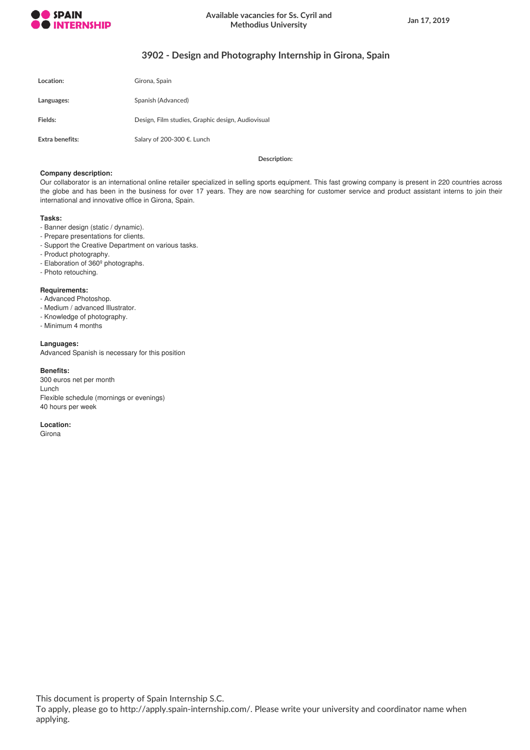# 3902 - Design and Photography Internship in Girona, Spain

| | |
|---|---|
| **Location:** | Girona, Spain |
| **Languages:** | Spanish (Advanced) |
| **Fields:** | Design, Film studies, Graphic design, Audiovisual |
| **Extra benefits:** | Salary of 200-300 €. Lunch |

**Description:**

**Company description:**
Our collaborator is an international online retailer specialized in selling sports equipment. This fast growing company is present in 220 countries across the globe and has been in the business for over 17 years. They are now searching for customer service and product assistant interns to join their international and innovative office in Girona, Spain.

**Tasks:**
- Banner design (static / dynamic).
- Prepare presentations for clients.
- Support the Creative Department on various tasks.
- Product photography.
- Elaboration of 360º photographs.
- Photo retouching.

**Requirements:**
- Advanced Photoshop.
- Medium / advanced Illustrator.
- Knowledge of photography.
- Minimum 4 months

**Languages:**
Advanced Spanish is necessary for this position

**Benefits:**
300 euros net per month
Lunch
Flexible schedule (mornings or evenings)
40 hours per week

**Location:**
Girona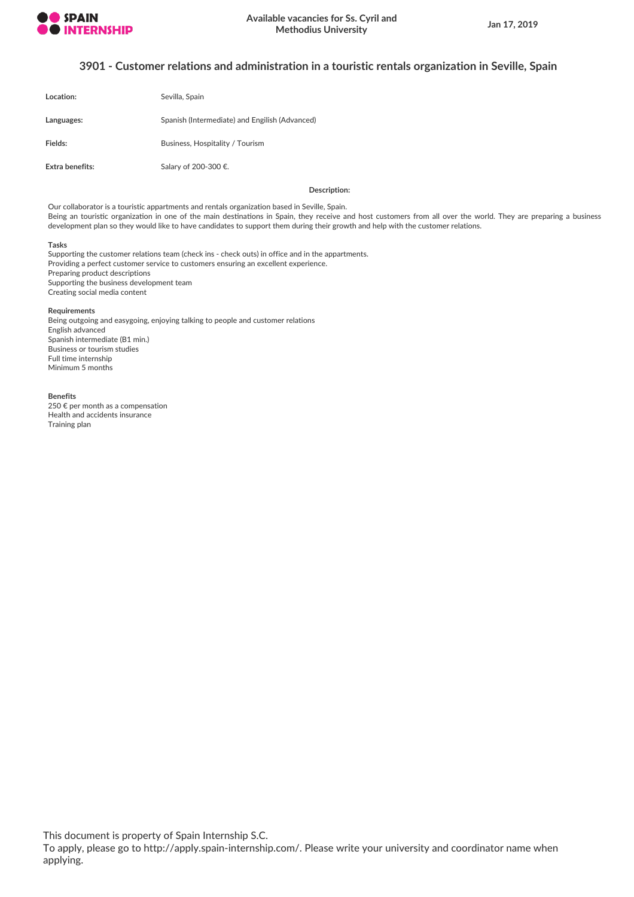# 3901 - Customer relations and administration in a touristic rentals organization in Seville, Spain

| | |
|---|---|
| **Location:** | Sevilla, Spain |
| **Languages:** | Spanish (Intermediate) and Engilish (Advanced) |
| **Fields:** | Business, Hospitality / Tourism |
| **Extra benefits:** | Salary of 200-300 €. |

**Description:**

Our collaborator is a touristic appartments and rentals organization based in Seville, Spain.
Being an touristic organization in one of the main destinations in Spain, they receive and host customers from all over the world. They are preparing a business development plan so they would like to have candidates to support them during their growth and help with the customer relations.

**Tasks**

Supporting the customer relations team (check ins - check outs) in office and in the appartments.
Providing a perfect customer service to customers ensuring an excellent experience.
Preparing product descriptions
Supporting the business development team
Creating social media content

**Requirements**

Being outgoing and easygoing, enjoying talking to people and customer relations
English advanced
Spanish intermediate (B1 min.)
Business or tourism studies
Full time internship
Minimum 5 months

**Benefits**

250 € per month as a compensation
Health and accidents insurance
Training plan

This document is property of Spain Internship S.C.
To apply, please go to http://apply.spain-internship.com/. Please write your university and coordinator name when applying.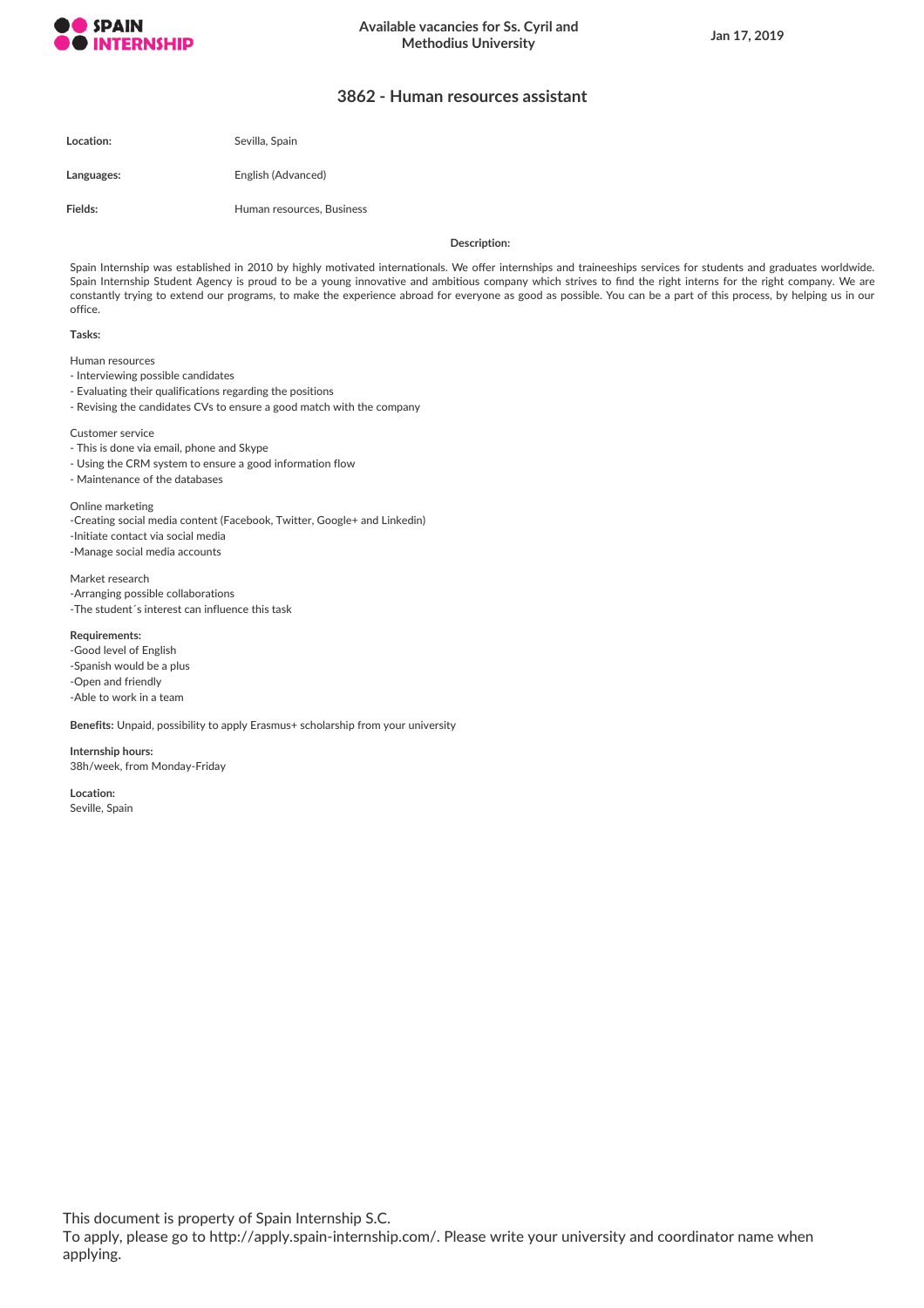## 3862 - Human resources assistant

| | |
|---|---|
| **Location:** | Sevilla, Spain |
| **Languages:** | English (Advanced) |
| **Fields:** | Human resources, Business |

**Description:**

Spain Internship was established in 2010 by highly motivated internationals. We offer internships and traineeships services for students and graduates worldwide. Spain Internship Student Agency is proud to be a young innovative and ambitious company which strives to find the right interns for the right company. We are constantly trying to extend our programs, to make the experience abroad for everyone as good as possible. You can be a part of this process, by helping us in our office.

**Tasks:**

Human resources
- Interviewing possible candidates
- Evaluating their qualifications regarding the positions
- Revising the candidates CVs to ensure a good match with the company

Customer service
- This is done via email, phone and Skype
- Using the CRM system to ensure a good information flow
- Maintenance of the databases

Online marketing
-Creating social media content (Facebook, Twitter, Google+ and Linkedin)
-Initiate contact via social media
-Manage social media accounts

Market research
-Arranging possible collaborations
-The student´s interest can influence this task

**Requirements:**
-Good level of English
-Spanish would be a plus
-Open and friendly
-Able to work in a team

**Benefits:** Unpaid, possibility to apply Erasmus+ scholarship from your university

**Internship hours:**
38h/week, from Monday-Friday

**Location:**
Seville, Spain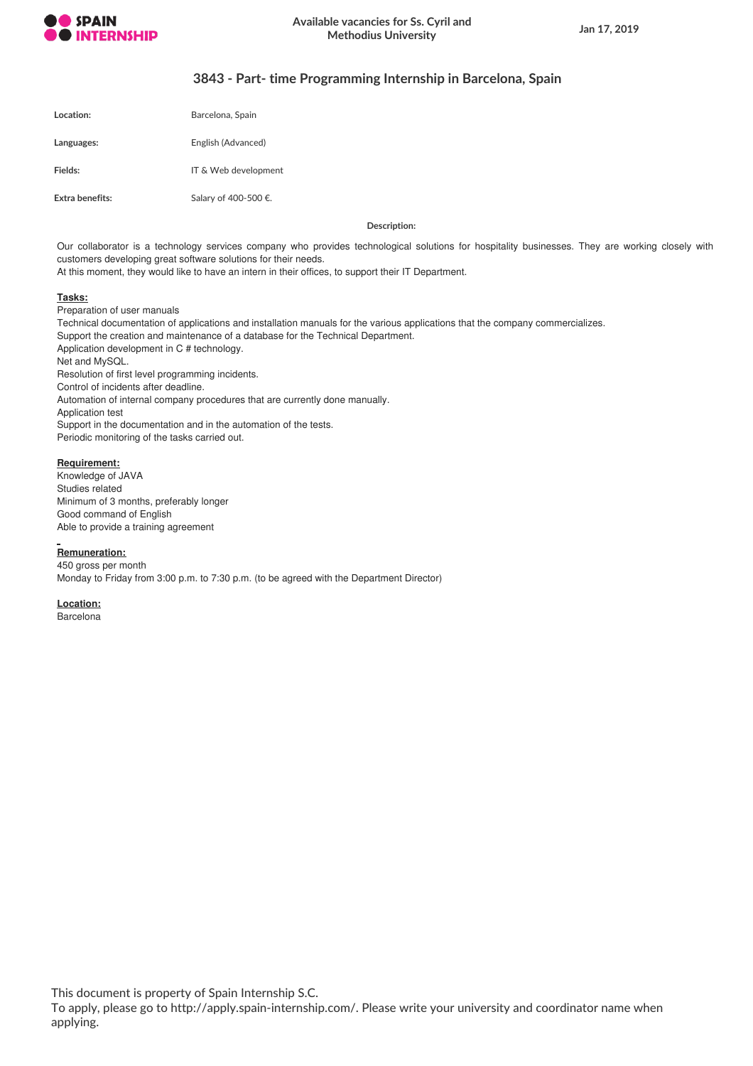# 3843 - Part- time Programming Internship in Barcelona, Spain

| | |
|---|---|
| **Location:** | Barcelona, Spain |
| **Languages:** | English (Advanced) |
| **Fields:** | IT & Web development |
| **Extra benefits:** | Salary of 400-500 €. |

**Description:**

Our collaborator is a technology services company who provides technological solutions for hospitality businesses. They are working closely with customers developing great software solutions for their needs.
At this moment, they would like to have an intern in their offices, to support their IT Department.

**Tasks:**

Preparation of user manuals
Technical documentation of applications and installation manuals for the various applications that the company commercializes.
Support the creation and maintenance of a database for the Technical Department.
Application development in C # technology.
Net and MySQL.
Resolution of first level programming incidents.
Control of incidents after deadline.
Automation of internal company procedures that are currently done manually.
Application test
Support in the documentation and in the automation of the tests.
Periodic monitoring of the tasks carried out.

**Requirement:**

Knowledge of JAVA
Studies related
Minimum of 3 months, preferably longer
Good command of English
Able to provide a training agreement

**Remuneration:**

450 gross per month
Monday to Friday from 3:00 p.m. to 7:30 p.m. (to be agreed with the Department Director)

**Location:**

Barcelona

This document is property of Spain Internship S.C.
To apply, please go to http://apply.spain-internship.com/. Please write your university and coordinator name when applying.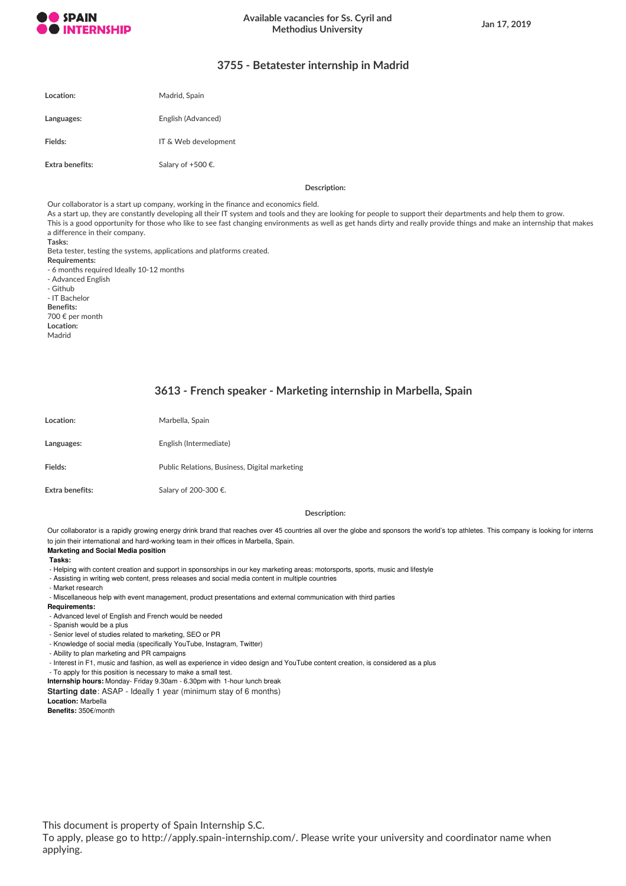## 3755 - Betatester internship in Madrid

| | |
|---|---|
| **Location:** | Madrid, Spain |
| **Languages:** | English (Advanced) |
| **Fields:** | IT & Web development |
| **Extra benefits:** | Salary of +500 €. |

**Description:**

Our collaborator is a start up company, working in the finance and economics field.
As a start up, they are constantly developing all their IT system and tools and they are looking for people to support their departments and help them to grow.
This is a good opportunity for those who like to see fast changing environments as well as get hands dirty and really provide things and make an internship that makes a difference in their company.

**Tasks:**

Beta tester, testing the systems, applications and platforms created.

**Requirements:**

- 6 months required Ideally 10-12 months
- Advanced English
- Github
- IT Bachelor

**Benefits:**

700 € per month

**Location:**

Madrid

## 3613 - French speaker - Marketing internship in Marbella, Spain

| | |
|---|---|
| **Location:** | Marbella, Spain |
| **Languages:** | English (Intermediate) |
| **Fields:** | Public Relations, Business, Digital marketing |
| **Extra benefits:** | Salary of 200-300 €. |

**Description:**

Our collaborator is a rapidly growing energy drink brand that reaches over 45 countries all over the globe and sponsors the world's top athletes. This company is looking for interns to join their international and hard-working team in their offices in Marbella, Spain.

**Marketing and Social Media position**

**Tasks:**

- Helping with content creation and support in sponsorships in our key marketing areas: motorsports, sports, music and lifestyle
- Assisting in writing web content, press releases and social media content in multiple countries
- Market research
- Miscellaneous help with event management, product presentations and external communication with third parties

**Requirements:**

- Advanced level of English and French would be needed
- Spanish would be a plus
- Senior level of studies related to marketing, SEO or PR
- Knowledge of social media (specifically YouTube, Instagram, Twitter)
- Ability to plan marketing and PR campaigns
- Interest in F1, music and fashion, as well as experience in video design and YouTube content creation, is considered as a plus
- To apply for this position is necessary to make a small test.

**Internship hours:** Monday- Friday 9.30am - 6.30pm with 1-hour lunch break

**Starting date**: ASAP - Ideally 1 year (minimum stay of 6 months)

**Location:** Marbella

**Benefits:** 350€/month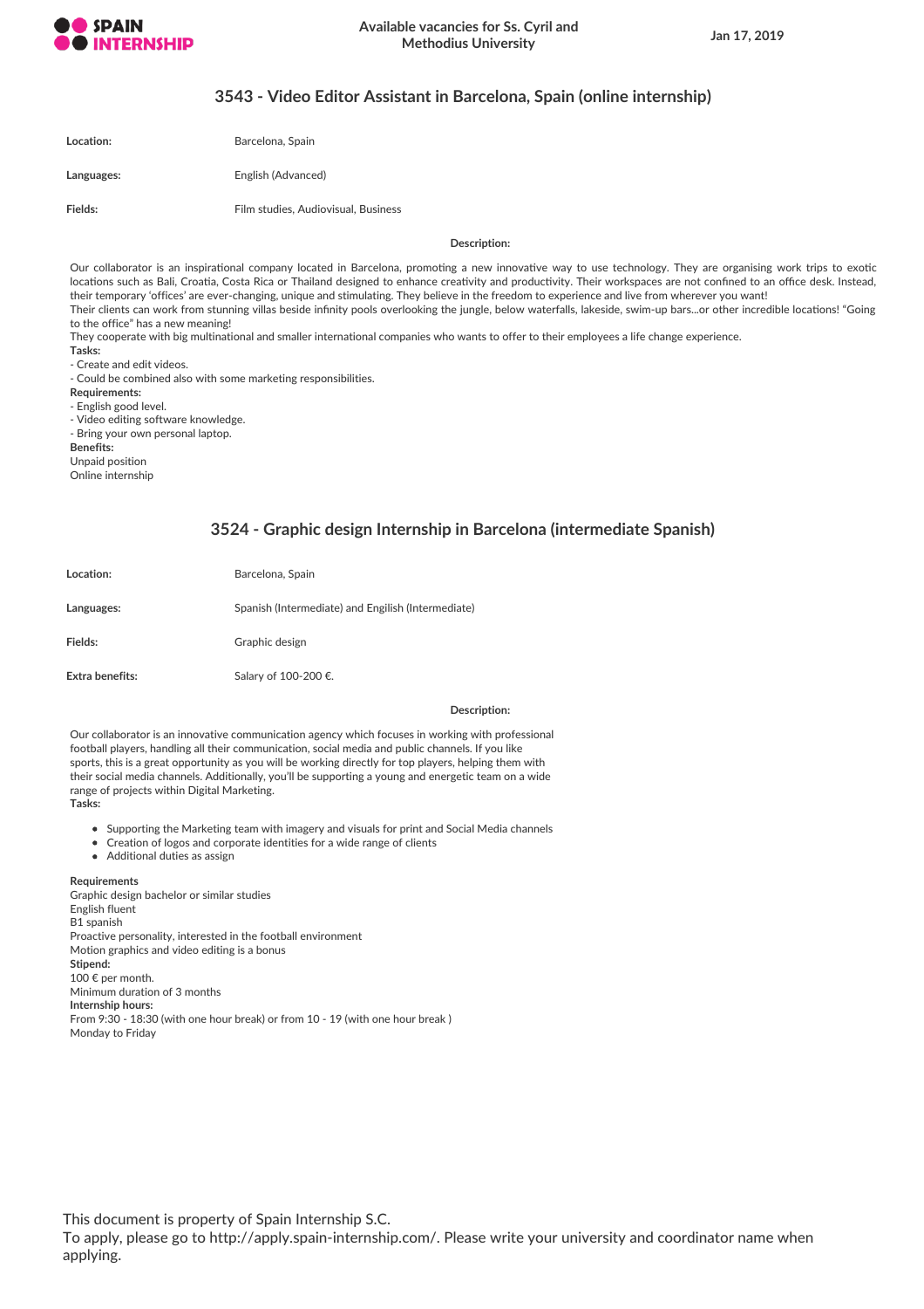## 3543 - Video Editor Assistant in Barcelona, Spain (online internship)

| | |
|---|---|
| **Location:** | Barcelona, Spain |
| **Languages:** | English (Advanced) |
| **Fields:** | Film studies, Audiovisual, Business |

**Description:**

Our collaborator is an inspirational company located in Barcelona, promoting a new innovative way to use technology. They are organising work trips to exotic locations such as Bali, Croatia, Costa Rica or Thailand designed to enhance creativity and productivity. Their workspaces are not confined to an office desk. Instead, their temporary 'offices' are ever-changing, unique and stimulating. They believe in the freedom to experience and live from wherever you want!
Their clients can work from stunning villas beside infinity pools overlooking the jungle, below waterfalls, lakeside, swim-up bars...or other incredible locations! "Going to the office" has a new meaning!
They cooperate with big multinational and smaller international companies who wants to offer to their employees a life change experience.

**Tasks:**

- Create and edit videos.
- Could be combined also with some marketing responsibilities.

**Requirements:**

- English good level.
- Video editing software knowledge.
- Bring your own personal laptop.

**Benefits:**

Unpaid position
Online internship

## 3524 - Graphic design Internship in Barcelona (intermediate Spanish)

| | |
|---|---|
| **Location:** | Barcelona, Spain |
| **Languages:** | Spanish (Intermediate) and English (Intermediate) |
| **Fields:** | Graphic design |
| **Extra benefits:** | Salary of 100-200 €. |

**Description:**

Our collaborator is an innovative communication agency which focuses in working with professional football players, handling all their communication, social media and public channels. If you like sports, this is a great opportunity as you will be working directly for top players, helping them with their social media channels. Additionally, you'll be supporting a young and energetic team on a wide range of projects within Digital Marketing.

**Tasks:**

- Supporting the Marketing team with imagery and visuals for print and Social Media channels
- Creation of logos and corporate identities for a wide range of clients
- Additional duties as assign

**Requirements**

Graphic design bachelor or similar studies
English fluent
B1 spanish
Proactive personality, interested in the football environment
Motion graphics and video editing is a bonus

**Stipend:**

100 € per month.
Minimum duration of 3 months

**Internship hours:**

From 9:30 - 18:30 (with one hour break) or from 10 - 19 (with one hour break )
Monday to Friday

This document is property of Spain Internship S.C.
To apply, please go to http://apply.spain-internship.com/. Please write your university and coordinator name when applying.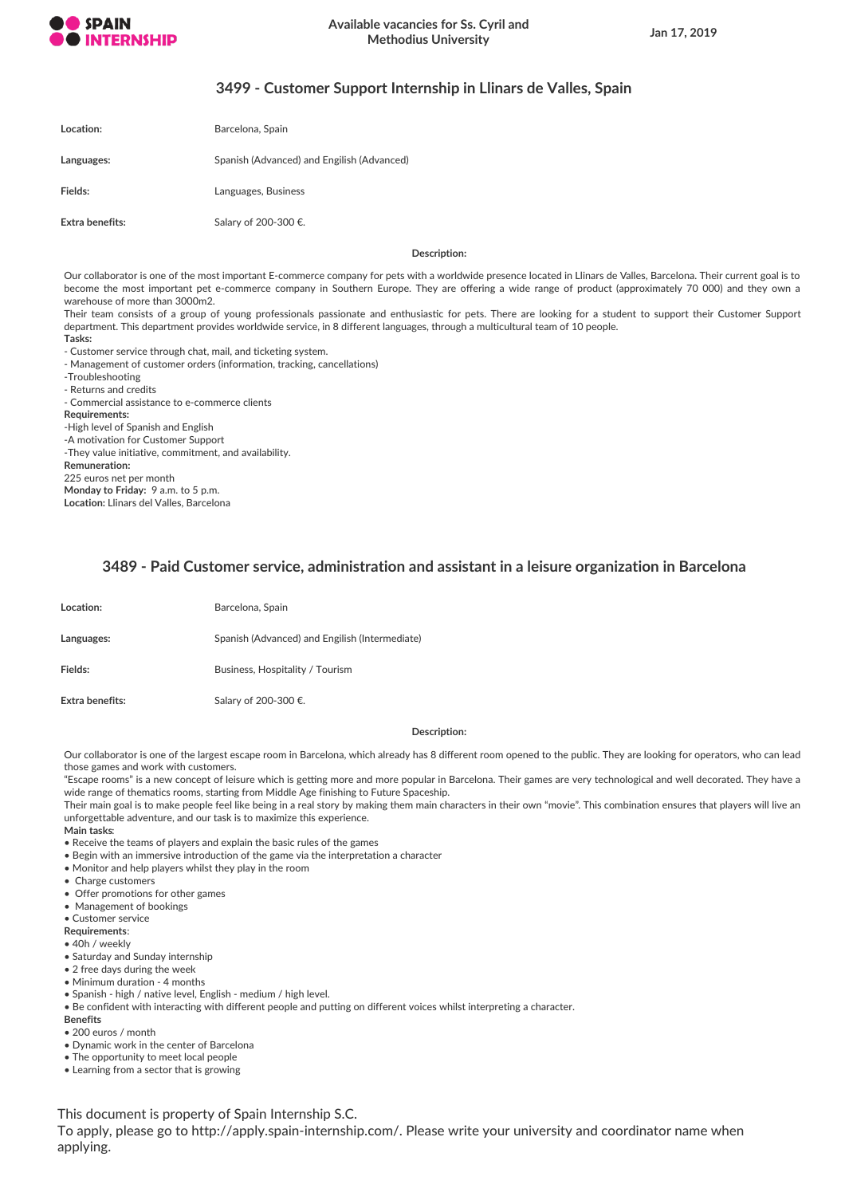## 3499 - Customer Support Internship in Llinars de Valles, Spain

| | |
|---|---|
| **Location:** | Barcelona, Spain |
| **Languages:** | Spanish (Advanced) and Engilish (Advanced) |
| **Fields:** | Languages, Business |
| **Extra benefits:** | Salary of 200-300 €. |

**Description:**

Our collaborator is one of the most important E-commerce company for pets with a worldwide presence located in Llinars de Valles, Barcelona. Their current goal is to become the most important pet e-commerce company in Southern Europe. They are offering a wide range of product (approximately 70 000) and they own a warehouse of more than 3000m2.
Their team consists of a group of young professionals passionate and enthusiastic for pets. There are looking for a student to support their Customer Support department. This department provides worldwide service, in 8 different languages, through a multicultural team of 10 people.
**Tasks:**
- Customer service through chat, mail, and ticketing system.
- Management of customer orders (information, tracking, cancellations)
-Troubleshooting
- Returns and credits
- Commercial assistance to e-commerce clients

**Requirements:**
-High level of Spanish and English
-A motivation for Customer Support
-They value initiative, commitment, and availability.

**Remuneration:**
225 euros net per month
**Monday to Friday:** 9 a.m. to 5 p.m.
**Location:** Llinars del Valles, Barcelona

## 3489 - Paid Customer service, administration and assistant in a leisure organization in Barcelona

| | |
|---|---|
| **Location:** | Barcelona, Spain |
| **Languages:** | Spanish (Advanced) and Engilish (Intermediate) |
| **Fields:** | Business, Hospitality / Tourism |
| **Extra benefits:** | Salary of 200-300 €. |

**Description:**

Our collaborator is one of the largest escape room in Barcelona, which already has 8 different room opened to the public. They are looking for operators, who can lead those games and work with customers.
"Escape rooms" is a new concept of leisure which is getting more and more popular in Barcelona. Their games are very technological and well decorated. They have a wide range of thematics rooms, starting from Middle Age finishing to Future Spaceship.
Their main goal is to make people feel like being in a real story by making them main characters in their own "movie". This combination ensures that players will live an unforgettable adventure, and our task is to maximize this experience.
**Main tasks**:
- Receive the teams of players and explain the basic rules of the games
- Begin with an immersive introduction of the game via the interpretation a character
- Monitor and help players whilst they play in the room
- Charge customers
- Offer promotions for other games
- Management of bookings
- Customer service

**Requirements**:
- 40h / weekly
- Saturday and Sunday internship
- 2 free days during the week
- Minimum duration - 4 months
- Spanish - high / native level, English - medium / high level.
- Be confident with interacting with different people and putting on different voices whilst interpreting a character.

**Benefits**
- 200 euros / month
- Dynamic work in the center of Barcelona
- The opportunity to meet local people
- Learning from a sector that is growing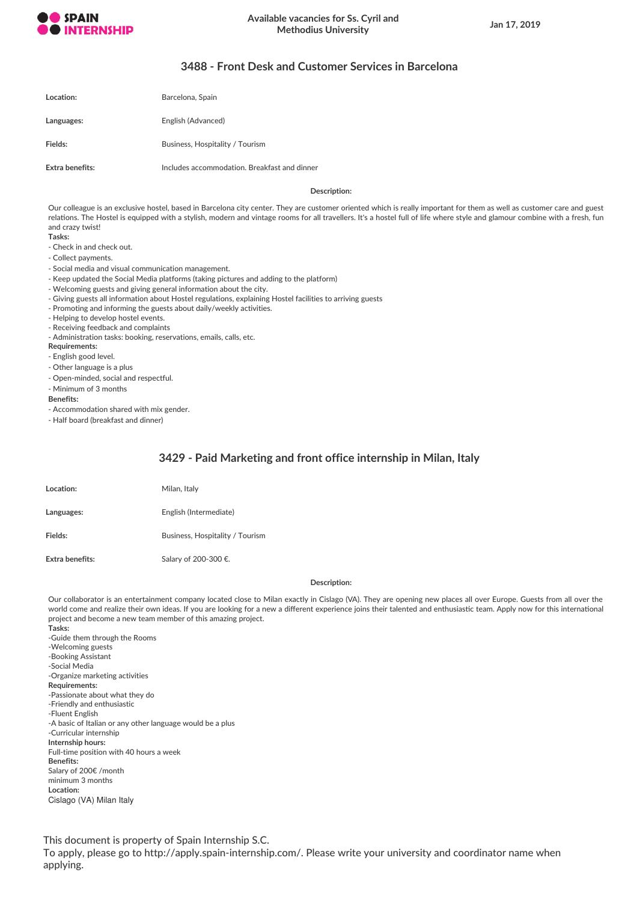## 3488 - Front Desk and Customer Services in Barcelona

| | |
|---|---|
| **Location:** | Barcelona, Spain |
| **Languages:** | English (Advanced) |
| **Fields:** | Business, Hospitality / Tourism |
| **Extra benefits:** | Includes accommodation. Breakfast and dinner |

**Description:**

Our colleague is an exclusive hostel, based in Barcelona city center. They are customer oriented which is really important for them as well as customer care and guest relations. The Hostel is equipped with a stylish, modern and vintage rooms for all travellers. It's a hostel full of life where style and glamour combine with a fresh, fun and crazy twist!

**Tasks:**

- Check in and check out.
- Collect payments.
- Social media and visual communication management.
- Keep updated the Social Media platforms (taking pictures and adding to the platform)
- Welcoming guests and giving general information about the city.
- Giving guests all information about Hostel regulations, explaining Hostel facilities to arriving guests
- Promoting and informing the guests about daily/weekly activities.
- Helping to develop hostel events.
- Receiving feedback and complaints
- Administration tasks: booking, reservations, emails, calls, etc.

**Requirements:**

- English good level.
- Other language is a plus
- Open-minded, social and respectful.
- Minimum of 3 months

**Benefits:**

- Accommodation shared with mix gender.
- Half board (breakfast and dinner)

## 3429 - Paid Marketing and front office internship in Milan, Italy

| | |
|---|---|
| **Location:** | Milan, Italy |
| **Languages:** | English (Intermediate) |
| **Fields:** | Business, Hospitality / Tourism |
| **Extra benefits:** | Salary of 200-300 €. |

**Description:**

Our collaborator is an entertainment company located close to Milan exactly in Cislago (VA). They are opening new places all over Europe. Guests from all over the world come and realize their own ideas. If you are looking for a new a different experience joins their talented and enthusiastic team. Apply now for this international project and become a new team member of this amazing project.

**Tasks:**

-Guide them through the Rooms
-Welcoming guests
-Booking Assistant
-Social Media
-Organize marketing activities

**Requirements:**

-Passionate about what they do
-Friendly and enthusiastic
-Fluent English
-A basic of Italian or any other language would be a plus
-Curricular internship

**Internship hours:**

Full-time position with 40 hours a week

**Benefits:**

Salary of 200€ /month
minimum 3 months

**Location:**

Cislago (VA) Milan Italy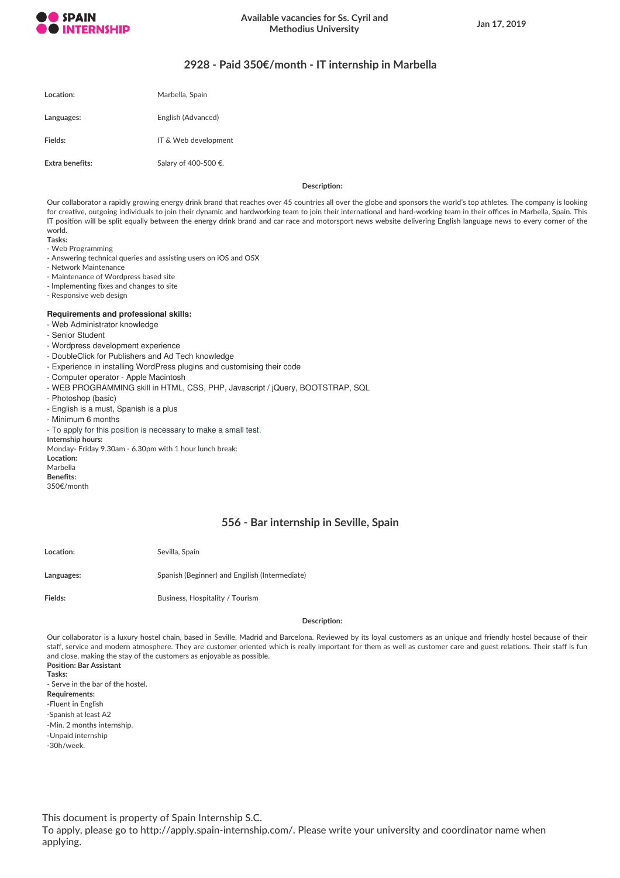## 2928 - Paid 350€/month - IT internship in Marbella

| | |
|---|---|
| **Location:** | Marbella, Spain |
| **Languages:** | English (Advanced) |
| **Fields:** | IT & Web development |
| **Extra benefits:** | Salary of 400-500 €. |

**Description:**

Our collaborator a rapidly growing energy drink brand that reaches over 45 countries all over the globe and sponsors the world's top athletes. The company is looking for creative, outgoing individuals to join their dynamic and hardworking team to join their international and hard-working team in their offices in Marbella, Spain. This IT position will be split equally between the energy drink brand and car race and motorsport news website delivering English language news to every corner of the world.

**Tasks:**
- Web Programming
- Answering technical queries and assisting users on iOS and OSX
- Network Maintenance
- Maintenance of Wordpress based site
- Implementing fixes and changes to site
- Responsive web design

**Requirements and professional skills:**
- Web Administrator knowledge
- Senior Student
- Wordpress development experience
- DoubleClick for Publishers and Ad Tech knowledge
- Experience in installing WordPress plugins and customising their code
- Computer operator - Apple Macintosh
- WEB PROGRAMMING skill in HTML, CSS, PHP, Javascript / jQuery, BOOTSTRAP, SQL
- Photoshop (basic)
- English is a must, Spanish is a plus
- Minimum 6 months
- To apply for this position is necessary to make a small test.

**Internship hours:**
Monday- Friday 9.30am - 6.30pm with 1 hour lunch break:

**Location:**
Marbella

**Benefits:**
350€/month

## 556 - Bar internship in Seville, Spain

| | |
|---|---|
| **Location:** | Sevilla, Spain |
| **Languages:** | Spanish (Beginner) and Engilish (Intermediate) |
| **Fields:** | Business, Hospitality / Tourism |

**Description:**

Our collaborator is a luxury hostel chain, based in Seville, Madrid and Barcelona. Reviewed by its loyal customers as an unique and friendly hostel because of their staff, service and modern atmosphere. They are customer oriented which is really important for them as well as customer care and guest relations. Their staff is fun and close, making the stay of the customers as enjoyable as possible.

**Position: Bar Assistant**

**Tasks:**
- Serve in the bar of the hostel.

**Requirements:**
-Fluent in English
-Spanish at least A2
-Min. 2 months internship.
-Unpaid internship
-30h/week.

This document is property of Spain Internship S.C.
To apply, please go to http://apply.spain-internship.com/. Please write your university and coordinator name when applying.